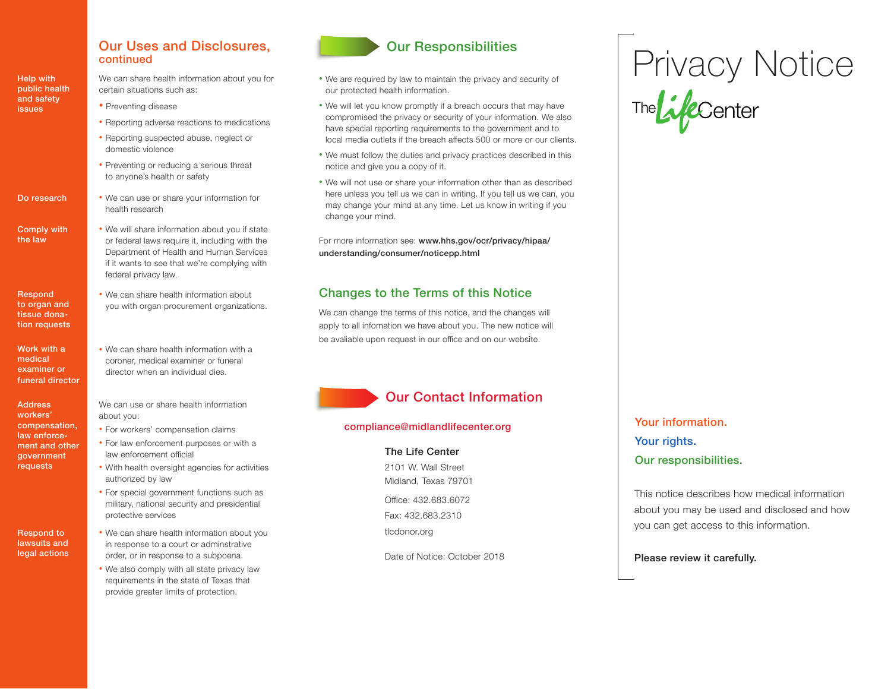## Our Uses and Disclosures, continued

**Help with public health and safety issues**

We can share health information about you for certain situations such as:

- Preventing disease
- Reporting adverse reactions to medications
- Reporting suspected abuse, neglect or domestic violence
- Preventing or reducing a serious threat to anyone's health or safety

**Do research**

- We can use or share your information for health research

**Comply with the law**

- We will share information about you if state or federal laws require it, including with the Department of Health and Human Services if it wants to see that we're complying with federal privacy law.

**Respond to organ and tissue donation requests**

- We can share health information about you with organ procurement organizations.

**Work with a medical examiner or funeral director**

- We can share health information with a coroner, medical examiner or funeral director when an individual dies.

**Address workers' compensation, law enforcement and other government requests**

We can use or share health information about you:

- For workers' compensation claims
- For law enforcement purposes or with a law enforcement official
- With health oversight agencies for activities authorized by law
- For special government functions such as military, national security and presidential protective services

**Respond to lawsuits and legal actions**

- We can share health information about you in response to a court or adminstrative order, or in response to a subpoena.
- We also comply with all state privacy law requirements in the state of Texas that provide greater limits of protection.

## Our Responsibilities

- We are required by law to maintain the privacy and security of our protected health information.
- We will let you know promptly if a breach occurs that may have compromised the privacy or security of your information. We also have special reporting requirements to the government and to local media outlets if the breach affects 500 or more or our clients.
- We must follow the duties and privacy practices described in this notice and give you a copy of it.
- We will not use or share your information other than as described here unless you tell us we can in writing. If you tell us we can, you may change your mind at any time. Let us know in writing if you change your mind.

For more information see: **www.hhs.gov/ocr/privacy/hipaa/understanding/consumer/noticepp.html**

## Changes to the Terms of this Notice

We can change the terms of this notice, and the changes will apply to all infomation we have about you. The new notice will be avaliable upon request in our office and on our website.

## Our Contact Information

compliance@midlandlifecenter.org

**The Life Center**
2101 W. Wall Street
Midland, Texas 79701

Office: 432.683.6072
Fax: 432.683.2310
tlcdonor.org

Date of Notice: October 2018

# Privacy Notice

The Life Center

**Your information.**
**Your rights.**
**Our responsibilities.**

This notice describes how medical information about you may be used and disclosed and how you can get access to this information.

**Please review it carefully.**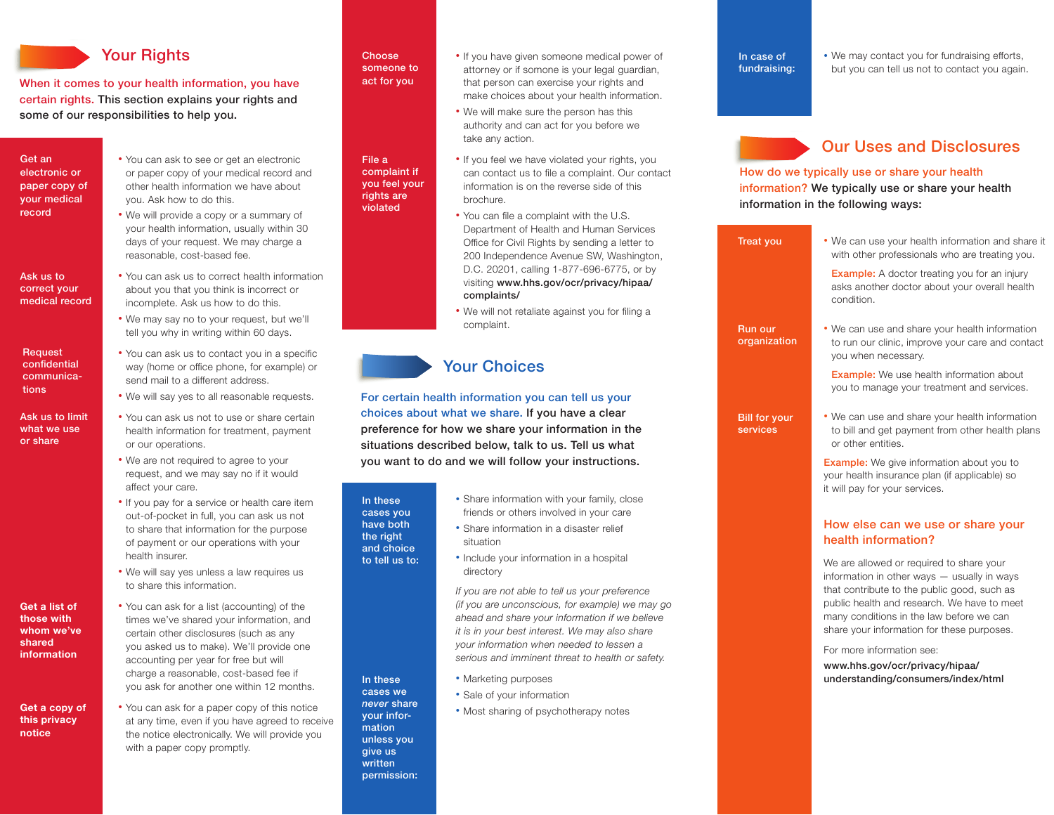## Your Rights

When it comes to your health information, you have certain rights. This section explains your rights and some of our responsibilities to help you.

**Get an electronic or paper copy of your medical record**

- You can ask to see or get an electronic or paper copy of your medical record and other health information we have about you. Ask how to do this.
- We will provide a copy or a summary of your health information, usually within 30 days of your request. We may charge a reasonable, cost-based fee.

**Ask us to correct your medical record**

- You can ask us to correct health information about you that you think is incorrect or incomplete. Ask us how to do this.
- We may say no to your request, but we'll tell you why in writing within 60 days.

**Request confidential communica-tions**

- You can ask us to contact you in a specific way (home or office phone, for example) or send mail to a different address.
- We will say yes to all reasonable requests.

**Ask us to limit what we use or share**

- You can ask us not to use or share certain health information for treatment, payment or our operations.
- We are not required to agree to your request, and we may say no if it would affect your care.
- If you pay for a service or health care item out-of-pocket in full, you can ask us not to share that information for the purpose of payment or our operations with your health insurer.
- We will say yes unless a law requires us to share this information.

**Get a list of those with whom we've shared information**

- You can ask for a list (accounting) of the times we've shared your information, and certain other disclosures (such as any you asked us to make). We'll provide one accounting per year for free but will charge a reasonable, cost-based fee if you ask for another one within 12 months.

**Get a copy of this privacy notice**

- You can ask for a paper copy of this notice at any time, even if you have agreed to receive the notice electronically. We will provide you with a paper copy promptly.

**Choose someone to act for you**

- If you have given someone medical power of attorney or if somone is your legal guardian, that person can exercise your rights and make choices about your health information.
- We will make sure the person has this authority and can act for you before we take any action.

**File a complaint if you feel your rights are violated**

- If you feel we have violated your rights, you can contact us to file a complaint. Our contact information is on the reverse side of this brochure.
- You can file a complaint with the U.S. Department of Health and Human Services Office for Civil Rights by sending a letter to 200 Independence Avenue SW, Washington, D.C. 20201, calling 1-877-696-6775, or by visiting **www.hhs.gov/ocr/privacy/hipaa/complaints/**
- We will not retaliate against you for filing a complaint.

## Your Choices

For certain health information you can tell us your choices about what we share. If you have a clear preference for how we share your information in the situations described below, talk to us. Tell us what you want to do and we will follow your instructions.

**In these cases you have both the right and choice to tell us to:**

- Share information with your family, close friends or others involved in your care
- Share information in a disaster relief situation
- Include your information in a hospital directory

*If you are not able to tell us your preference (if you are unconscious, for example) we may go ahead and share your information if we believe it is in your best interest. We may also share your information when needed to lessen a serious and imminent threat to health or safety.*

**In these cases we *never* share your information unless you give us written permission:**

- Marketing purposes
- Sale of your information
- Most sharing of psychotherapy notes

**In case of fundraising:**

- We may contact you for fundraising efforts, but you can tell us not to contact you again.

## Our Uses and Disclosures

How do we typically use or share your health information? We typically use or share your health information in the following ways:

**Treat you**

- We can use your health information and share it with other professionals who are treating you.

Example: A doctor treating you for an injury asks another doctor about your overall health condition.

**Run our organization**

- We can use and share your health information to run our clinic, improve your care and contact you when necessary.

Example: We use health information about you to manage your treatment and services.

**Bill for your services**

- We can use and share your health information to bill and get payment from other health plans or other entities.

Example: We give information about you to your health insurance plan (if applicable) so it will pay for your services.

### How else can we use or share your health information?

We are allowed or required to share your information in other ways — usually in ways that contribute to the public good, such as public health and research. We have to meet many conditions in the law before we can share your information for these purposes.

For more information see:

**www.hhs.gov/ocr/privacy/hipaa/understanding/consumers/index/html**